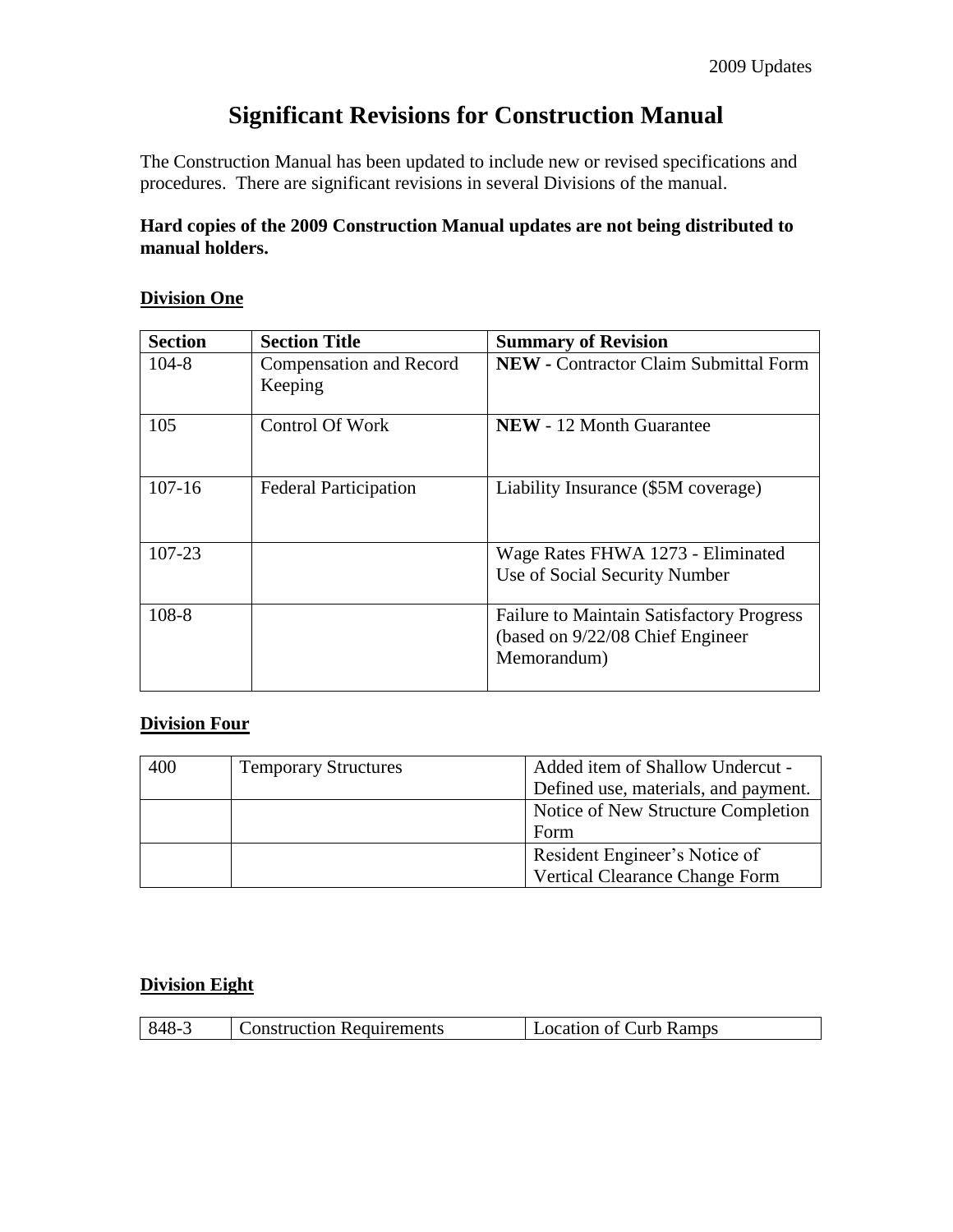# Significant Revisions for Construction Manual

The Construction Manual has been updated to include new or revised specifications and procedures. There are significant revisions in several Divisions of the manual.

**Hard copies of the 2009 Construction Manual updates are not being distributed to manual holders.**

## Division One

| Section | Section Title | Summary of Revision |
|---|---|---|
| 104-8 | Compensation and Record Keeping | **NEW -** Contractor Claim Submittal Form |
| 105 | Control Of Work | **NEW** - 12 Month Guarantee |
| 107-16 | Federal Participation | Liability Insurance ($5M coverage) |
| 107-23 | | Wage Rates FHWA 1273 - Eliminated Use of Social Security Number |
| 108-8 | | Failure to Maintain Satisfactory Progress (based on 9/22/08 Chief Engineer Memorandum) |

## Division Four

| | | |
|---|---|---|
| 400 | Temporary Structures | Added item of Shallow Undercut - Defined use, materials, and payment. |
| | | Notice of New Structure Completion Form |
| | | Resident Engineer's Notice of Vertical Clearance Change Form |

## Division Eight

| | | |
|---|---|---|
| 848-3 | Construction Requirements | Location of Curb Ramps |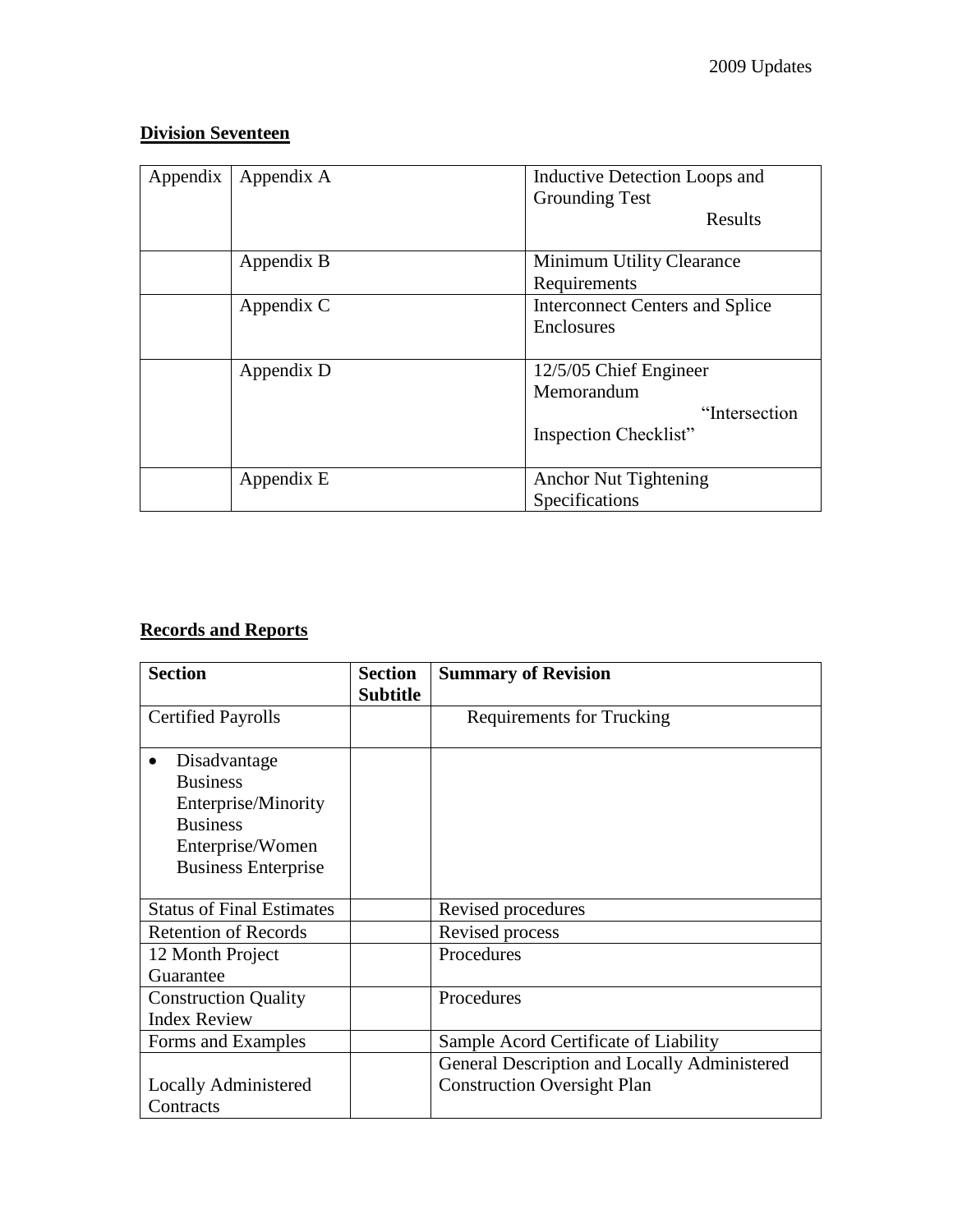**Division Seventeen**

| Appendix | Appendix A | Inductive Detection Loops and Grounding Test Results |
|---|---|---|
| | Appendix B | Minimum Utility Clearance Requirements |
| | Appendix C | Interconnect Centers and Splice Enclosures |
| | Appendix D | 12/5/05 Chief Engineer Memorandum "Intersection Inspection Checklist" |
| | Appendix E | Anchor Nut Tightening Specifications |

**Records and Reports**

| Section | Section Subtitle | Summary of Revision |
|---|---|---|
| Certified Payrolls | | Requirements for Trucking |
| • Disadvantage Business Enterprise/Minority Business Enterprise/Women Business Enterprise | | |
| Status of Final Estimates | | Revised procedures |
| Retention of Records | | Revised process |
| 12 Month Project Guarantee | | Procedures |
| Construction Quality Index Review | | Procedures |
| Forms and Examples | | Sample Acord Certificate of Liability |
| Locally Administered Contracts | | General Description and Locally Administered Construction Oversight Plan |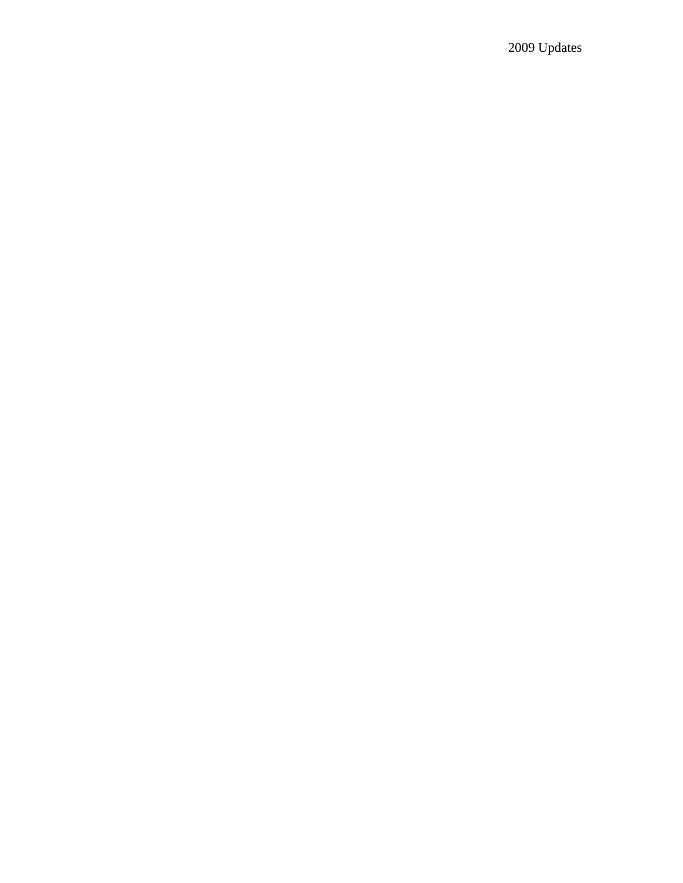2009 Updates